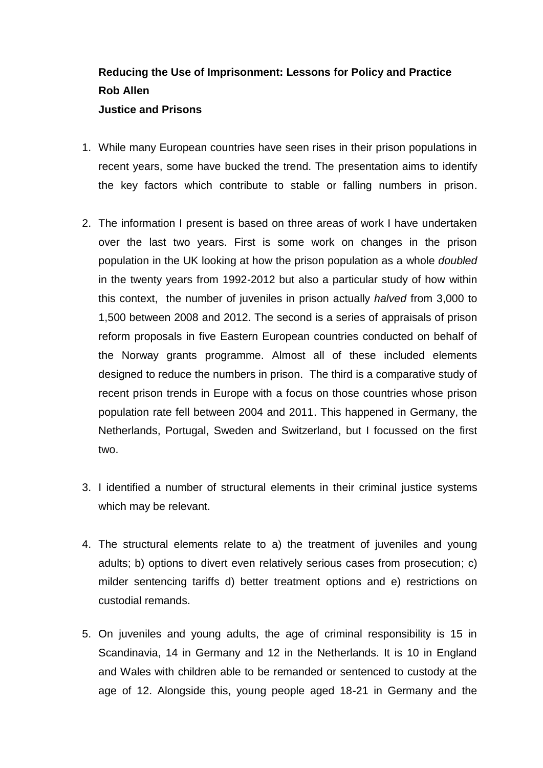**Reducing the Use of Imprisonment: Lessons for Policy and Practice**
**Rob Allen**
**Justice and Prisons**

1. While many European countries have seen rises in their prison populations in recent years, some have bucked the trend. The presentation aims to identify the key factors which contribute to stable or falling numbers in prison.

2. The information I present is based on three areas of work I have undertaken over the last two years. First is some work on changes in the prison population in the UK looking at how the prison population as a whole *doubled* in the twenty years from 1992-2012 but also a particular study of how within this context, the number of juveniles in prison actually *halved* from 3,000 to 1,500 between 2008 and 2012. The second is a series of appraisals of prison reform proposals in five Eastern European countries conducted on behalf of the Norway grants programme. Almost all of these included elements designed to reduce the numbers in prison. The third is a comparative study of recent prison trends in Europe with a focus on those countries whose prison population rate fell between 2004 and 2011. This happened in Germany, the Netherlands, Portugal, Sweden and Switzerland, but I focussed on the first two.

3. I identified a number of structural elements in their criminal justice systems which may be relevant.

4. The structural elements relate to a) the treatment of juveniles and young adults; b) options to divert even relatively serious cases from prosecution; c) milder sentencing tariffs d) better treatment options and e) restrictions on custodial remands.

5. On juveniles and young adults, the age of criminal responsibility is 15 in Scandinavia, 14 in Germany and 12 in the Netherlands. It is 10 in England and Wales with children able to be remanded or sentenced to custody at the age of 12. Alongside this, young people aged 18-21 in Germany and the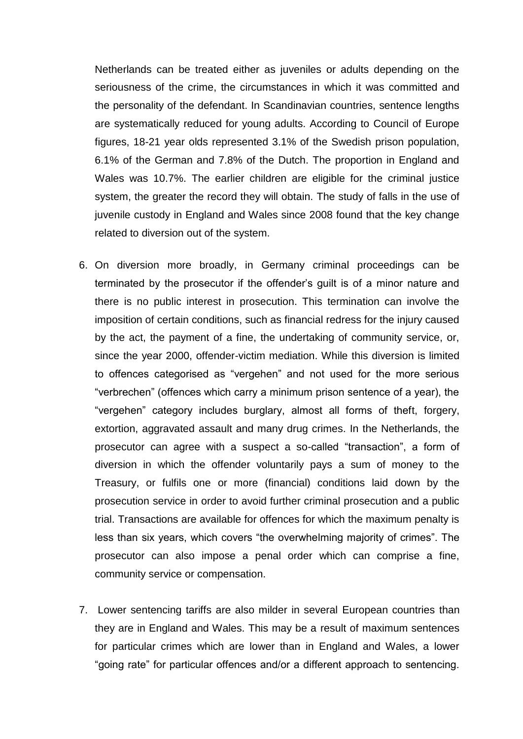Netherlands can be treated either as juveniles or adults depending on the seriousness of the crime, the circumstances in which it was committed and the personality of the defendant. In Scandinavian countries, sentence lengths are systematically reduced for young adults. According to Council of Europe figures, 18-21 year olds represented 3.1% of the Swedish prison population, 6.1% of the German and 7.8% of the Dutch. The proportion in England and Wales was 10.7%. The earlier children are eligible for the criminal justice system, the greater the record they will obtain. The study of falls in the use of juvenile custody in England and Wales since 2008 found that the key change related to diversion out of the system.

6. On diversion more broadly, in Germany criminal proceedings can be terminated by the prosecutor if the offender's guilt is of a minor nature and there is no public interest in prosecution. This termination can involve the imposition of certain conditions, such as financial redress for the injury caused by the act, the payment of a fine, the undertaking of community service, or, since the year 2000, offender-victim mediation. While this diversion is limited to offences categorised as "vergehen" and not used for the more serious "verbrechen" (offences which carry a minimum prison sentence of a year), the "vergehen" category includes burglary, almost all forms of theft, forgery, extortion, aggravated assault and many drug crimes. In the Netherlands, the prosecutor can agree with a suspect a so-called "transaction", a form of diversion in which the offender voluntarily pays a sum of money to the Treasury, or fulfils one or more (financial) conditions laid down by the prosecution service in order to avoid further criminal prosecution and a public trial. Transactions are available for offences for which the maximum penalty is less than six years, which covers "the overwhelming majority of crimes". The prosecutor can also impose a penal order which can comprise a fine, community service or compensation.

7. Lower sentencing tariffs are also milder in several European countries than they are in England and Wales. This may be a result of maximum sentences for particular crimes which are lower than in England and Wales, a lower "going rate" for particular offences and/or a different approach to sentencing.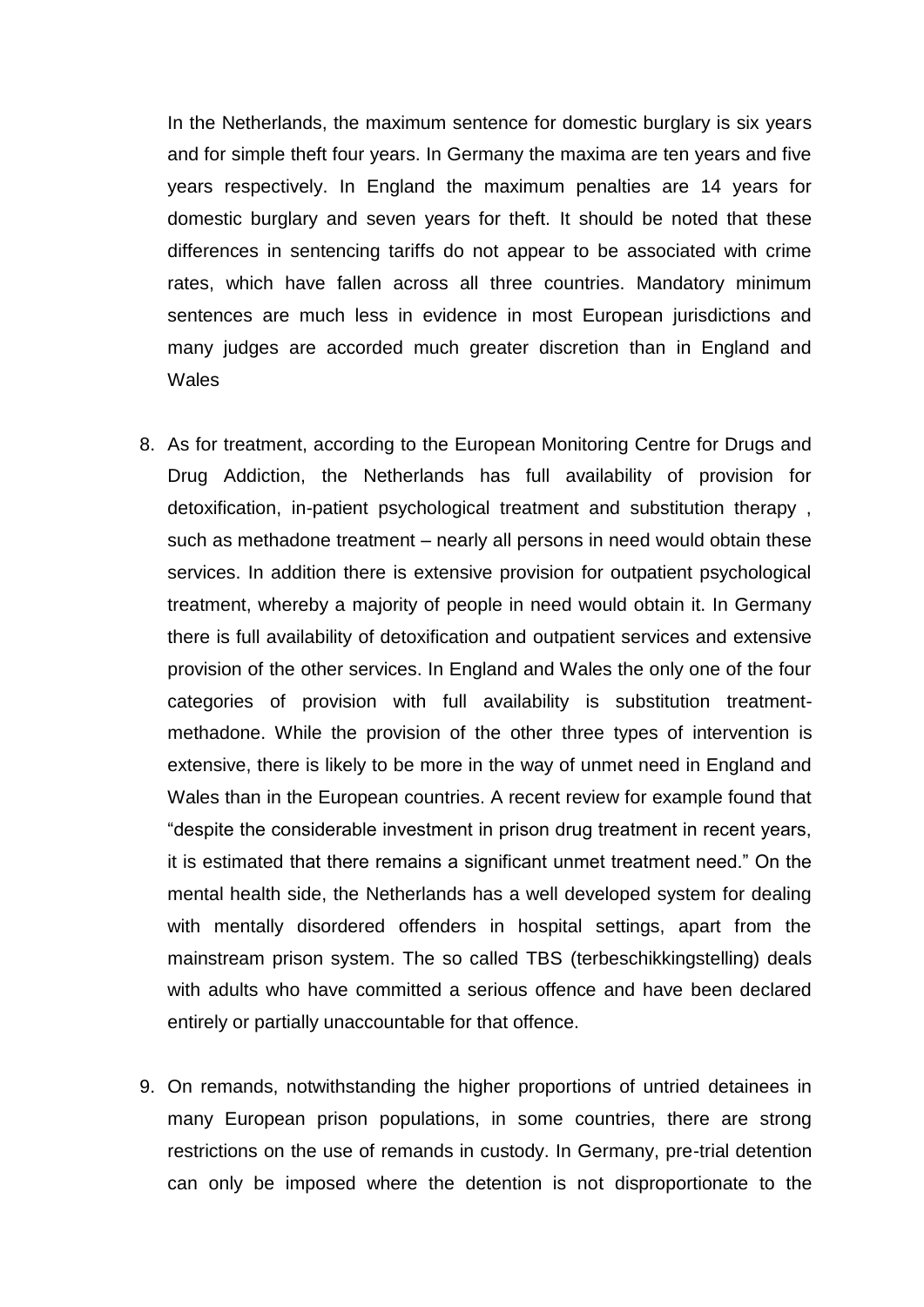In the Netherlands, the maximum sentence for domestic burglary is six years and for simple theft four years. In Germany the maxima are ten years and five years respectively. In England the maximum penalties are 14 years for domestic burglary and seven years for theft. It should be noted that these differences in sentencing tariffs do not appear to be associated with crime rates, which have fallen across all three countries. Mandatory minimum sentences are much less in evidence in most European jurisdictions and many judges are accorded much greater discretion than in England and Wales

8. As for treatment, according to the European Monitoring Centre for Drugs and Drug Addiction, the Netherlands has full availability of provision for detoxification, in-patient psychological treatment and substitution therapy , such as methadone treatment – nearly all persons in need would obtain these services. In addition there is extensive provision for outpatient psychological treatment, whereby a majority of people in need would obtain it. In Germany there is full availability of detoxification and outpatient services and extensive provision of the other services. In England and Wales the only one of the four categories of provision with full availability is substitution treatment-methadone. While the provision of the other three types of intervention is extensive, there is likely to be more in the way of unmet need in England and Wales than in the European countries. A recent review for example found that "despite the considerable investment in prison drug treatment in recent years, it is estimated that there remains a significant unmet treatment need." On the mental health side, the Netherlands has a well developed system for dealing with mentally disordered offenders in hospital settings, apart from the mainstream prison system. The so called TBS (terbeschikkingstelling) deals with adults who have committed a serious offence and have been declared entirely or partially unaccountable for that offence.

9. On remands, notwithstanding the higher proportions of untried detainees in many European prison populations, in some countries, there are strong restrictions on the use of remands in custody. In Germany, pre-trial detention can only be imposed where the detention is not disproportionate to the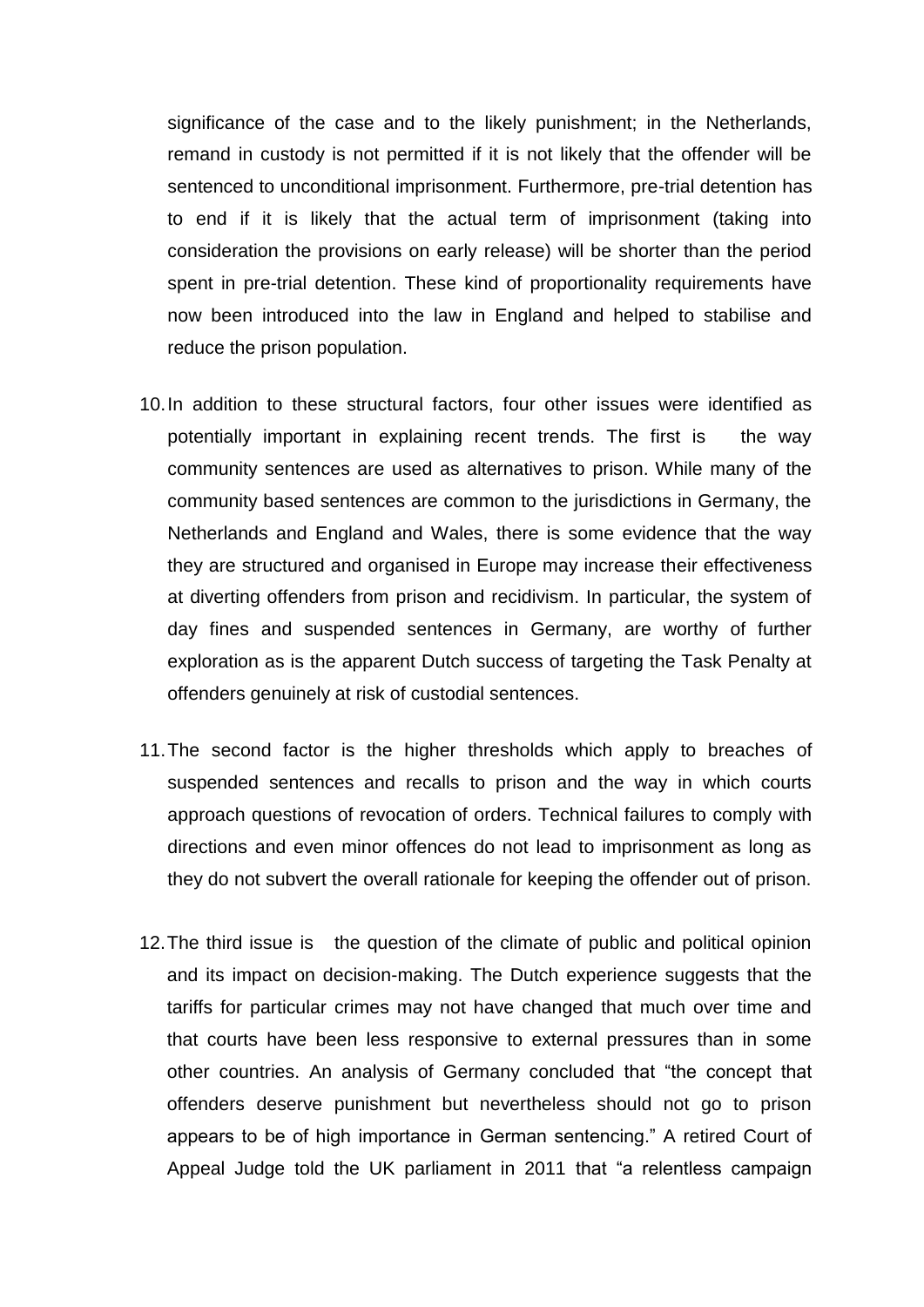significance of the case and to the likely punishment; in the Netherlands, remand in custody is not permitted if it is not likely that the offender will be sentenced to unconditional imprisonment. Furthermore, pre-trial detention has to end if it is likely that the actual term of imprisonment (taking into consideration the provisions on early release) will be shorter than the period spent in pre-trial detention. These kind of proportionality requirements have now been introduced into the law in England and helped to stabilise and reduce the prison population.

10. In addition to these structural factors, four other issues were identified as potentially important in explaining recent trends. The first is the way community sentences are used as alternatives to prison. While many of the community based sentences are common to the jurisdictions in Germany, the Netherlands and England and Wales, there is some evidence that the way they are structured and organised in Europe may increase their effectiveness at diverting offenders from prison and recidivism. In particular, the system of day fines and suspended sentences in Germany, are worthy of further exploration as is the apparent Dutch success of targeting the Task Penalty at offenders genuinely at risk of custodial sentences.

11. The second factor is the higher thresholds which apply to breaches of suspended sentences and recalls to prison and the way in which courts approach questions of revocation of orders. Technical failures to comply with directions and even minor offences do not lead to imprisonment as long as they do not subvert the overall rationale for keeping the offender out of prison.

12. The third issue is the question of the climate of public and political opinion and its impact on decision-making. The Dutch experience suggests that the tariffs for particular crimes may not have changed that much over time and that courts have been less responsive to external pressures than in some other countries. An analysis of Germany concluded that "the concept that offenders deserve punishment but nevertheless should not go to prison appears to be of high importance in German sentencing." A retired Court of Appeal Judge told the UK parliament in 2011 that "a relentless campaign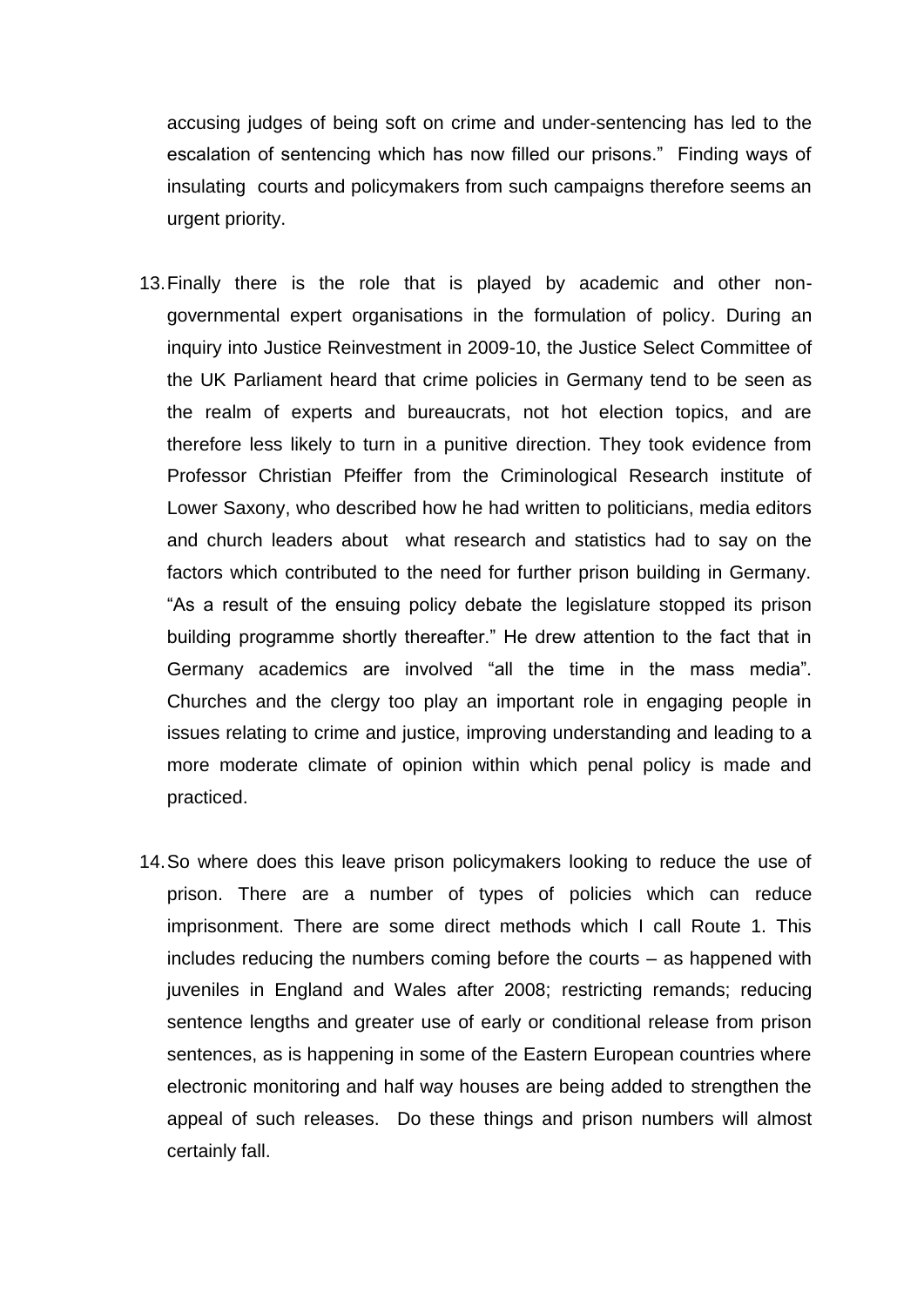accusing judges of being soft on crime and under-sentencing has led to the escalation of sentencing which has now filled our prisons." Finding ways of insulating courts and policymakers from such campaigns therefore seems an urgent priority.

13. Finally there is the role that is played by academic and other non-governmental expert organisations in the formulation of policy. During an inquiry into Justice Reinvestment in 2009-10, the Justice Select Committee of the UK Parliament heard that crime policies in Germany tend to be seen as the realm of experts and bureaucrats, not hot election topics, and are therefore less likely to turn in a punitive direction. They took evidence from Professor Christian Pfeiffer from the Criminological Research institute of Lower Saxony, who described how he had written to politicians, media editors and church leaders about what research and statistics had to say on the factors which contributed to the need for further prison building in Germany. "As a result of the ensuing policy debate the legislature stopped its prison building programme shortly thereafter." He drew attention to the fact that in Germany academics are involved "all the time in the mass media". Churches and the clergy too play an important role in engaging people in issues relating to crime and justice, improving understanding and leading to a more moderate climate of opinion within which penal policy is made and practiced.

14. So where does this leave prison policymakers looking to reduce the use of prison. There are a number of types of policies which can reduce imprisonment. There are some direct methods which I call Route 1. This includes reducing the numbers coming before the courts – as happened with juveniles in England and Wales after 2008; restricting remands; reducing sentence lengths and greater use of early or conditional release from prison sentences, as is happening in some of the Eastern European countries where electronic monitoring and half way houses are being added to strengthen the appeal of such releases. Do these things and prison numbers will almost certainly fall.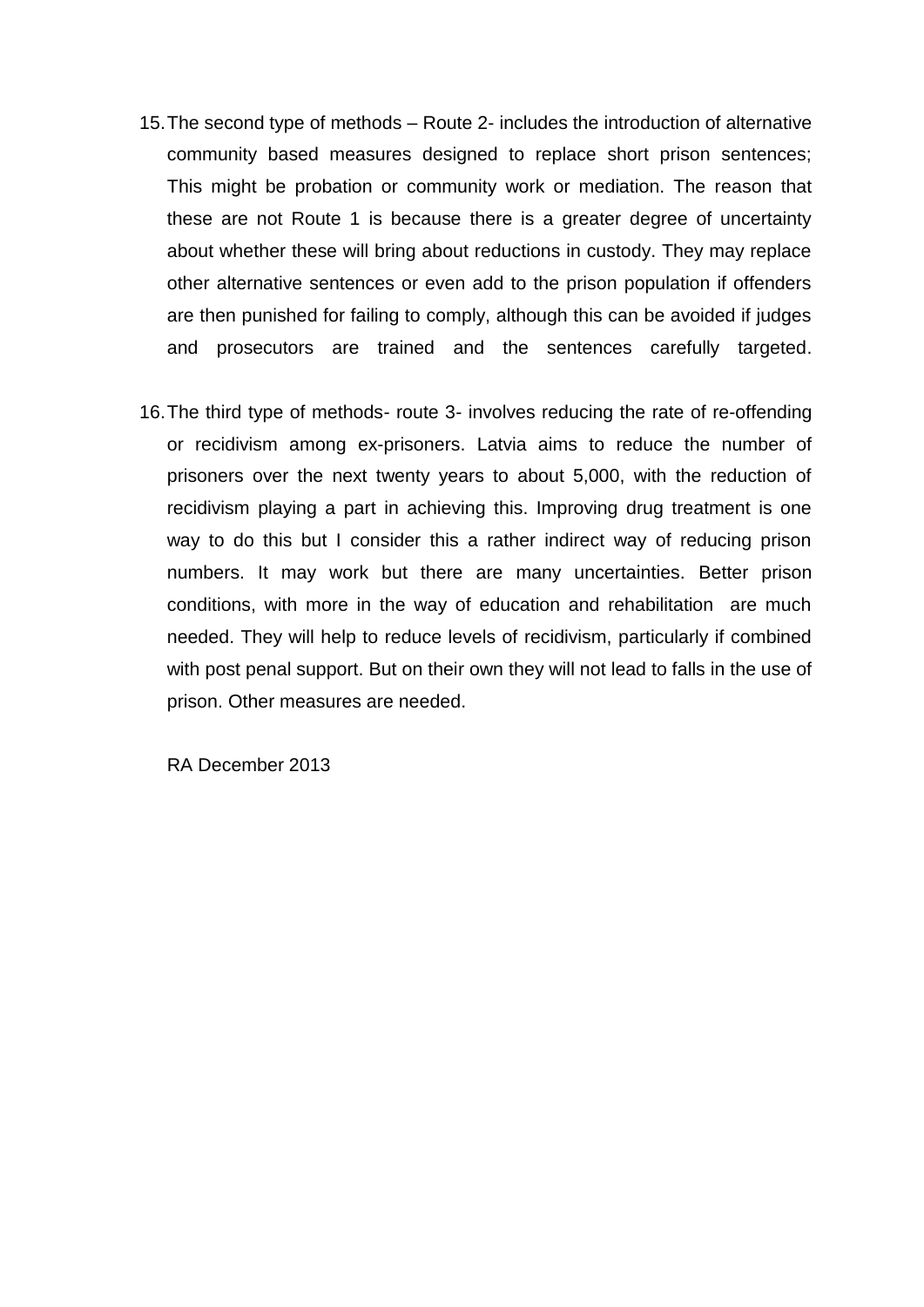15. The second type of methods – Route 2- includes the introduction of alternative community based measures designed to replace short prison sentences; This might be probation or community work or mediation. The reason that these are not Route 1 is because there is a greater degree of uncertainty about whether these will bring about reductions in custody. They may replace other alternative sentences or even add to the prison population if offenders are then punished for failing to comply, although this can be avoided if judges and prosecutors are trained and the sentences carefully targeted.

16. The third type of methods- route 3- involves reducing the rate of re-offending or recidivism among ex-prisoners. Latvia aims to reduce the number of prisoners over the next twenty years to about 5,000, with the reduction of recidivism playing a part in achieving this. Improving drug treatment is one way to do this but I consider this a rather indirect way of reducing prison numbers. It may work but there are many uncertainties. Better prison conditions, with more in the way of education and rehabilitation are much needed. They will help to reduce levels of recidivism, particularly if combined with post penal support. But on their own they will not lead to falls in the use of prison. Other measures are needed.

RA December 2013